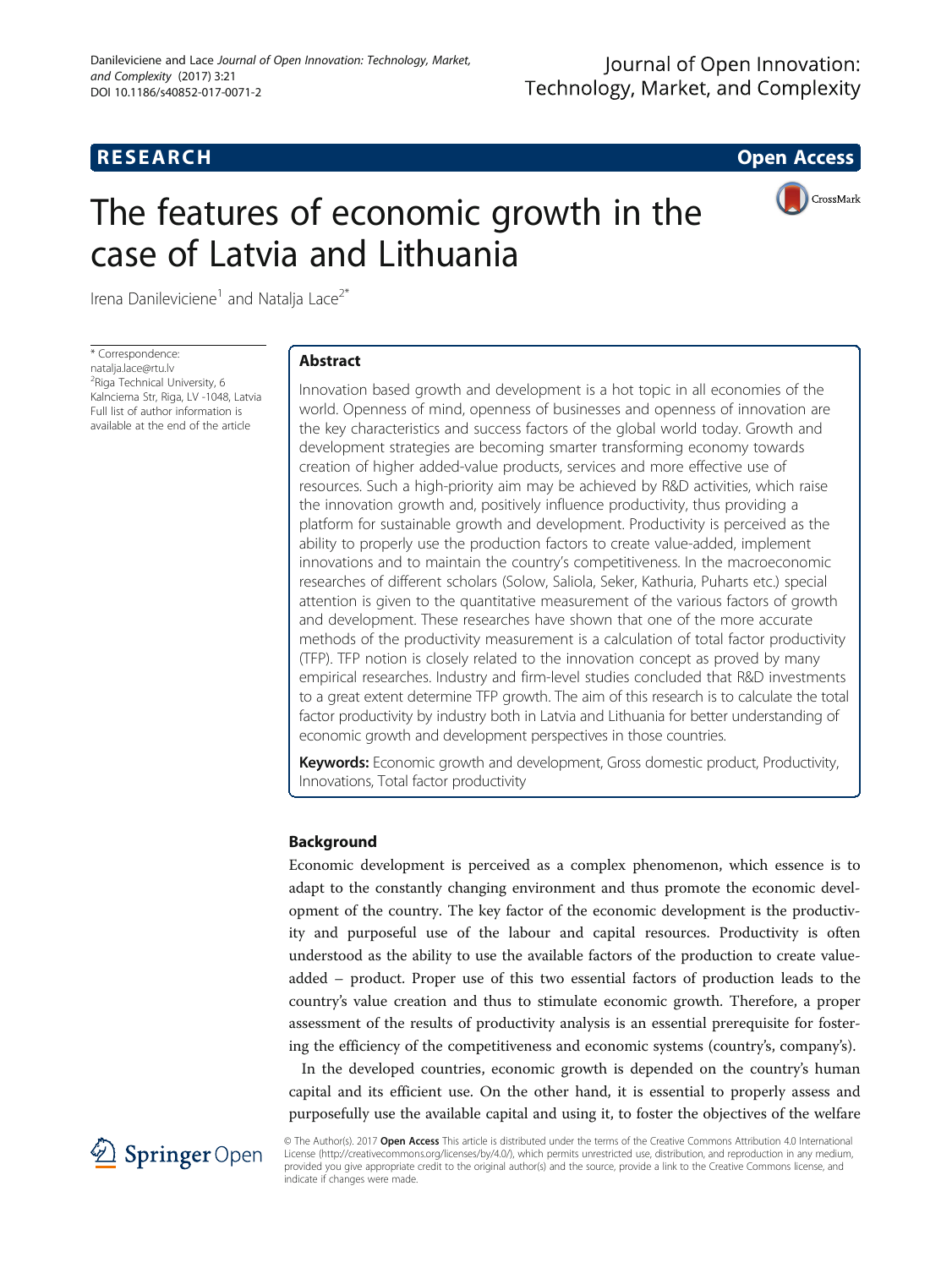**RESEARCH** **Open Access**

# The features of economic growth in the case of Latvia and Lithuania

Irena Danileviciene[1] and Natalja Lace[2*]

\* Correspondence: natalja.lace@rtu.lv
[2]Riga Technical University, 6 Kalnciema Str, Riga, LV -1048, Latvia
Full list of author information is available at the end of the article

## Abstract

Innovation based growth and development is a hot topic in all economies of the world. Openness of mind, openness of businesses and openness of innovation are the key characteristics and success factors of the global world today. Growth and development strategies are becoming smarter transforming economy towards creation of higher added-value products, services and more effective use of resources. Such a high-priority aim may be achieved by R&D activities, which raise the innovation growth and, positively influence productivity, thus providing a platform for sustainable growth and development. Productivity is perceived as the ability to properly use the production factors to create value-added, implement innovations and to maintain the country's competitiveness. In the macroeconomic researches of different scholars (Solow, Saliola, Seker, Kathuria, Puharts etc.) special attention is given to the quantitative measurement of the various factors of growth and development. These researches have shown that one of the more accurate methods of the productivity measurement is a calculation of total factor productivity (TFP). TFP notion is closely related to the innovation concept as proved by many empirical researches. Industry and firm-level studies concluded that R&D investments to a great extent determine TFP growth. The aim of this research is to calculate the total factor productivity by industry both in Latvia and Lithuania for better understanding of economic growth and development perspectives in those countries.

**Keywords:** Economic growth and development, Gross domestic product, Productivity, Innovations, Total factor productivity

## Background

Economic development is perceived as a complex phenomenon, which essence is to adapt to the constantly changing environment and thus promote the economic development of the country. The key factor of the economic development is the productivity and purposeful use of the labour and capital resources. Productivity is often understood as the ability to use the available factors of the production to create value-added – product. Proper use of this two essential factors of production leads to the country's value creation and thus to stimulate economic growth. Therefore, a proper assessment of the results of productivity analysis is an essential prerequisite for fostering the efficiency of the competitiveness and economic systems (country's, company's).

In the developed countries, economic growth is depended on the country's human capital and its efficient use. On the other hand, it is essential to properly assess and purposefully use the available capital and using it, to foster the objectives of the welfare

© The Author(s). 2017 **Open Access** This article is distributed under the terms of the Creative Commons Attribution 4.0 International License (http://creativecommons.org/licenses/by/4.0/), which permits unrestricted use, distribution, and reproduction in any medium, provided you give appropriate credit to the original author(s) and the source, provide a link to the Creative Commons license, and indicate if changes were made.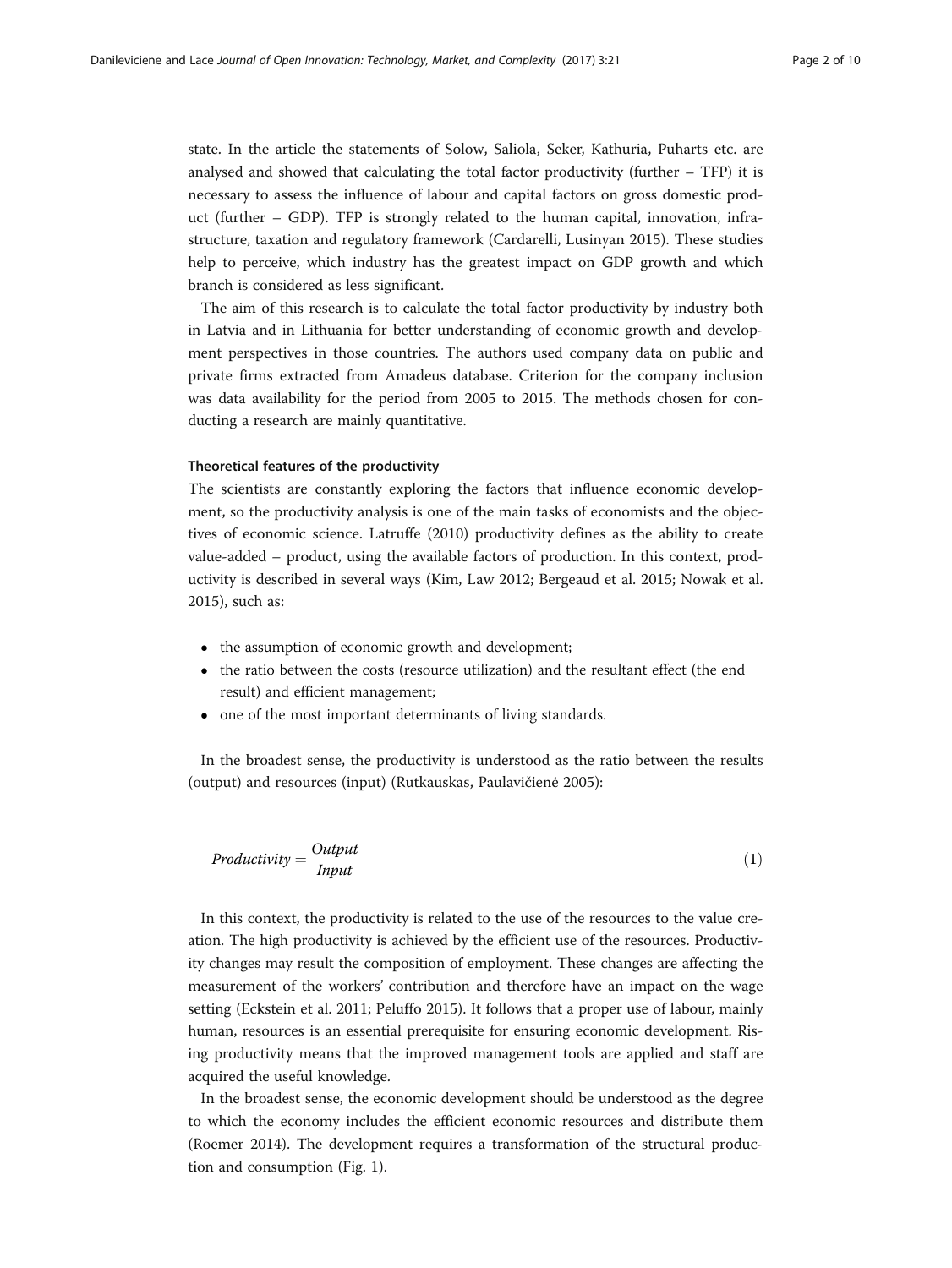state. In the article the statements of Solow, Saliola, Seker, Kathuria, Puharts etc. are analysed and showed that calculating the total factor productivity (further – TFP) it is necessary to assess the influence of labour and capital factors on gross domestic product (further – GDP). TFP is strongly related to the human capital, innovation, infrastructure, taxation and regulatory framework (Cardarelli, Lusinyan 2015). These studies help to perceive, which industry has the greatest impact on GDP growth and which branch is considered as less significant.

The aim of this research is to calculate the total factor productivity by industry both in Latvia and in Lithuania for better understanding of economic growth and development perspectives in those countries. The authors used company data on public and private firms extracted from Amadeus database. Criterion for the company inclusion was data availability for the period from 2005 to 2015. The methods chosen for conducting a research are mainly quantitative.

### Theoretical features of the productivity

The scientists are constantly exploring the factors that influence economic development, so the productivity analysis is one of the main tasks of economists and the objectives of economic science. Latruffe (2010) productivity defines as the ability to create value-added – product, using the available factors of production. In this context, productivity is described in several ways (Kim, Law 2012; Bergeaud et al. 2015; Nowak et al. 2015), such as:

- the assumption of economic growth and development;
- the ratio between the costs (resource utilization) and the resultant effect (the end result) and efficient management;
- one of the most important determinants of living standards.

In the broadest sense, the productivity is understood as the ratio between the results (output) and resources (input) (Rutkauskas, Paulavičienė 2005):

$$Productivity = \frac{Output}{Input} \tag{1}$$

In this context, the productivity is related to the use of the resources to the value creation. The high productivity is achieved by the efficient use of the resources. Productivity changes may result the composition of employment. These changes are affecting the measurement of the workers' contribution and therefore have an impact on the wage setting (Eckstein et al. 2011; Peluffo 2015). It follows that a proper use of labour, mainly human, resources is an essential prerequisite for ensuring economic development. Rising productivity means that the improved management tools are applied and staff are acquired the useful knowledge.

In the broadest sense, the economic development should be understood as the degree to which the economy includes the efficient economic resources and distribute them (Roemer 2014). The development requires a transformation of the structural production and consumption (Fig. 1).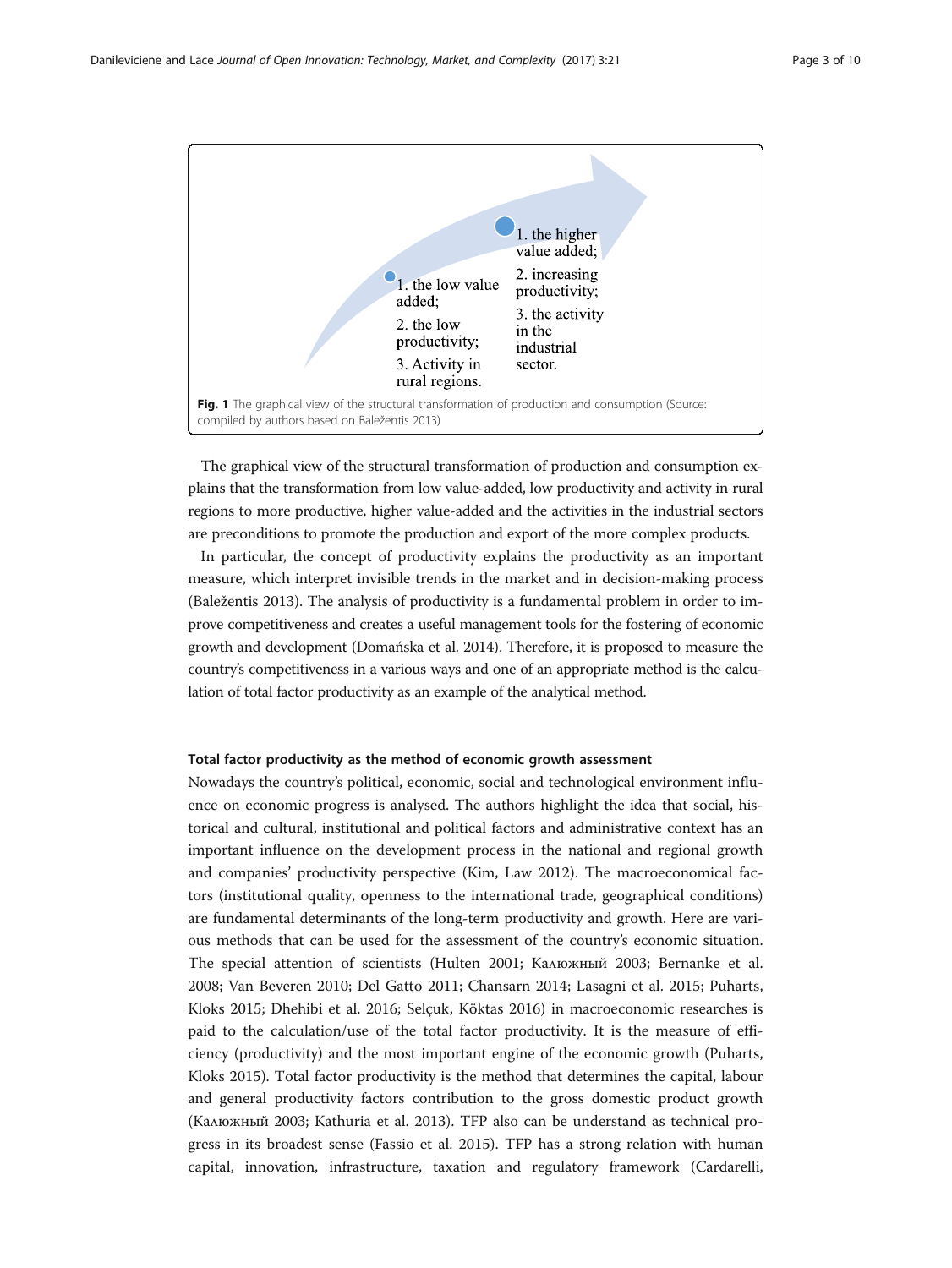1. the low value added;
2. the low productivity;
3. Activity in rural regions.

1. the higher value added;
2. increasing productivity;
3. the activity in the industrial sector.

**Fig. 1** The graphical view of the structural transformation of production and consumption (Source: compiled by authors based on Baležentis 2013)

The graphical view of the structural transformation of production and consumption explains that the transformation from low value-added, low productivity and activity in rural regions to more productive, higher value-added and the activities in the industrial sectors are preconditions to promote the production and export of the more complex products.

In particular, the concept of productivity explains the productivity as an important measure, which interpret invisible trends in the market and in decision-making process (Baležentis 2013). The analysis of productivity is a fundamental problem in order to improve competitiveness and creates a useful management tools for the fostering of economic growth and development (Domańska et al. 2014). Therefore, it is proposed to measure the country's competitiveness in a various ways and one of an appropriate method is the calculation of total factor productivity as an example of the analytical method.

### Total factor productivity as the method of economic growth assessment

Nowadays the country's political, economic, social and technological environment influence on economic progress is analysed. The authors highlight the idea that social, historical and cultural, institutional and political factors and administrative context has an important influence on the development process in the national and regional growth and companies' productivity perspective (Kim, Law 2012). The macroeconomical factors (institutional quality, openness to the international trade, geographical conditions) are fundamental determinants of the long-term productivity and growth. Here are various methods that can be used for the assessment of the country's economic situation. The special attention of scientists (Hulten 2001; Калюжный 2003; Bernanke et al. 2008; Van Beveren 2010; Del Gatto 2011; Chansarn 2014; Lasagni et al. 2015; Puharts, Kloks 2015; Dhehibi et al. 2016; Selçuk, Köktas 2016) in macroeconomic researches is paid to the calculation/use of the total factor productivity. It is the measure of efficiency (productivity) and the most important engine of the economic growth (Puharts, Kloks 2015). Total factor productivity is the method that determines the capital, labour and general productivity factors contribution to the gross domestic product growth (Калюжный 2003; Kathuria et al. 2013). TFP also can be understand as technical progress in its broadest sense (Fassio et al. 2015). TFP has a strong relation with human capital, innovation, infrastructure, taxation and regulatory framework (Cardarelli,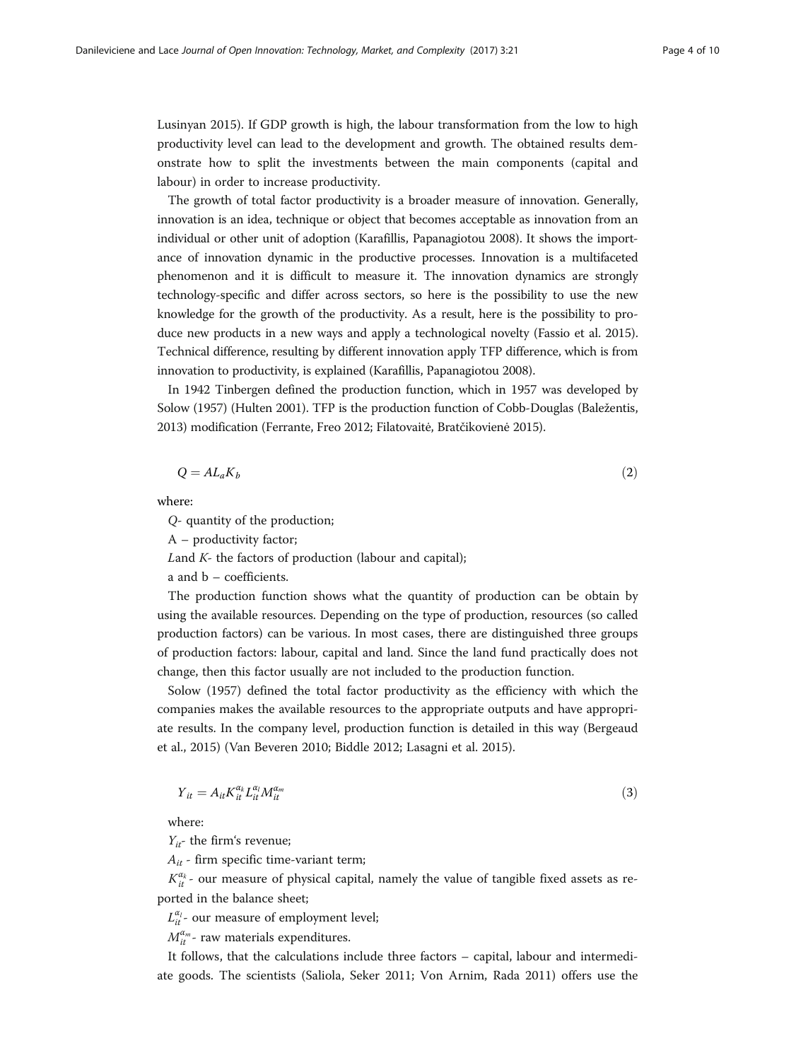Lusinyan 2015). If GDP growth is high, the labour transformation from the low to high productivity level can lead to the development and growth. The obtained results demonstrate how to split the investments between the main components (capital and labour) in order to increase productivity.

The growth of total factor productivity is a broader measure of innovation. Generally, innovation is an idea, technique or object that becomes acceptable as innovation from an individual or other unit of adoption (Karafillis, Papanagiotou 2008). It shows the importance of innovation dynamic in the productive processes. Innovation is a multifaceted phenomenon and it is difficult to measure it. The innovation dynamics are strongly technology-specific and differ across sectors, so here is the possibility to use the new knowledge for the growth of the productivity. As a result, here is the possibility to produce new products in a new ways and apply a technological novelty (Fassio et al. 2015). Technical difference, resulting by different innovation apply TFP difference, which is from innovation to productivity, is explained (Karafillis, Papanagiotou 2008).

In 1942 Tinbergen defined the production function, which in 1957 was developed by Solow (1957) (Hulten 2001). TFP is the production function of Cobb-Douglas (Baležentis, 2013) modification (Ferrante, Freo 2012; Filatovaitė, Bratčikovienė 2015).

$$Q = AL_a K_b \tag{2}$$

where:

$Q$- quantity of the production;

A – productivity factor;

$L$and $K$- the factors of production (labour and capital);

a and b – coefficients.

The production function shows what the quantity of production can be obtain by using the available resources. Depending on the type of production, resources (so called production factors) can be various. In most cases, there are distinguished three groups of production factors: labour, capital and land. Since the land fund practically does not change, then this factor usually are not included to the production function.

Solow (1957) defined the total factor productivity as the efficiency with which the companies makes the available resources to the appropriate outputs and have appropriate results. In the company level, production function is detailed in this way (Bergeaud et al., 2015) (Van Beveren 2010; Biddle 2012; Lasagni et al. 2015).

$$Y_{it} = A_{it} K_{it}^{\alpha_k} L_{it}^{\alpha_l} M_{it}^{\alpha_m} \tag{3}$$

where:

$Y_{it}$- the firm‘s revenue;

$A_{it}$ - firm specific time-variant term;

$K_{it}^{\alpha_k}$ - our measure of physical capital, namely the value of tangible fixed assets as reported in the balance sheet;

$L_{it}^{\alpha_l}$- our measure of employment level;

$M_{it}^{\alpha_m}$- raw materials expenditures.

It follows, that the calculations include three factors – capital, labour and intermediate goods. The scientists (Saliola, Seker 2011; Von Arnim, Rada 2011) offers use the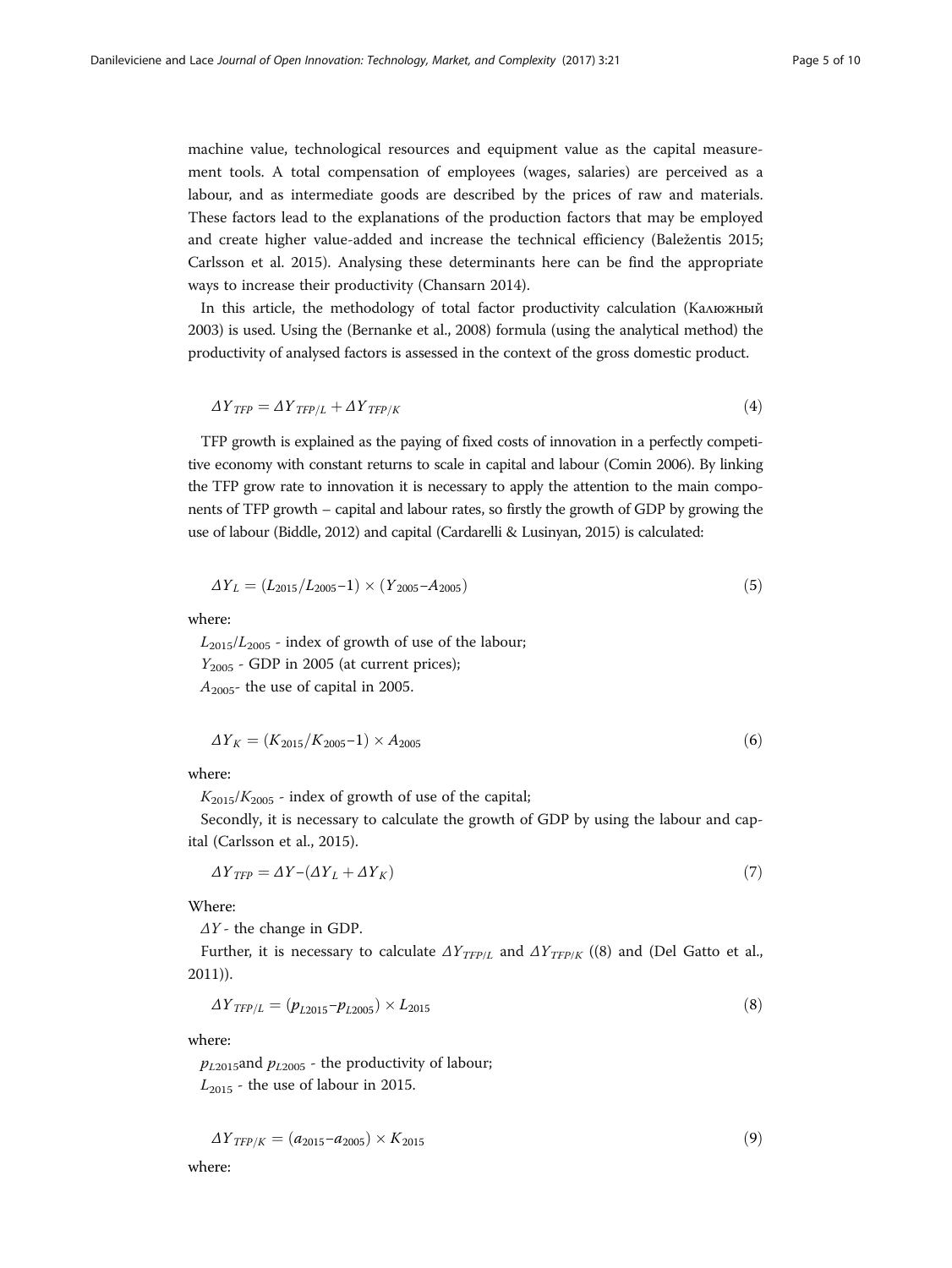machine value, technological resources and equipment value as the capital measurement tools. A total compensation of employees (wages, salaries) are perceived as a labour, and as intermediate goods are described by the prices of raw and materials. These factors lead to the explanations of the production factors that may be employed and create higher value-added and increase the technical efficiency (Baležentis 2015; Carlsson et al. 2015). Analysing these determinants here can be find the appropriate ways to increase their productivity (Chansarn 2014).

In this article, the methodology of total factor productivity calculation (Калюжный 2003) is used. Using the (Bernanke et al., 2008) formula (using the analytical method) the productivity of analysed factors is assessed in the context of the gross domestic product.

$$\Delta Y_{TFP} = \Delta Y_{TFP/L} + \Delta Y_{TFP/K} \tag{4}$$

TFP growth is explained as the paying of fixed costs of innovation in a perfectly competitive economy with constant returns to scale in capital and labour (Comin 2006). By linking the TFP grow rate to innovation it is necessary to apply the attention to the main components of TFP growth – capital and labour rates, so firstly the growth of GDP by growing the use of labour (Biddle, 2012) and capital (Cardarelli & Lusinyan, 2015) is calculated:

$$\Delta Y_L = (L_{2015}/L_{2005}-1) \times (Y_{2005}-A_{2005}) \tag{5}$$

where:

$L_{2015}/L_{2005}$ - index of growth of use of the labour;

$Y_{2005}$ - GDP in 2005 (at current prices);

$A_{2005}$- the use of capital in 2005.

$$\Delta Y_K = (K_{2015}/K_{2005}-1) \times A_{2005} \tag{6}$$

where:

$K_{2015}/K_{2005}$ - index of growth of use of the capital;

Secondly, it is necessary to calculate the growth of GDP by using the labour and capital (Carlsson et al., 2015).

$$\Delta Y_{TFP} = \Delta Y-(\Delta Y_L + \Delta Y_K) \tag{7}$$

Where:

$\Delta Y$ - the change in GDP.

Further, it is necessary to calculate $\Delta Y_{TFP/L}$ and $\Delta Y_{TFP/K}$ ((8) and (Del Gatto et al., 2011)).

$$\Delta Y_{TFP/L} = (p_{L2015}-p_{L2005}) \times L_{2015} \tag{8}$$

where:

$p_{L2015}$and $p_{L2005}$ - the productivity of labour;

$L_{2015}$ - the use of labour in 2015.

$$\Delta Y_{TFP/K} = (a_{2015}-a_{2005}) \times K_{2015} \tag{9}$$

where: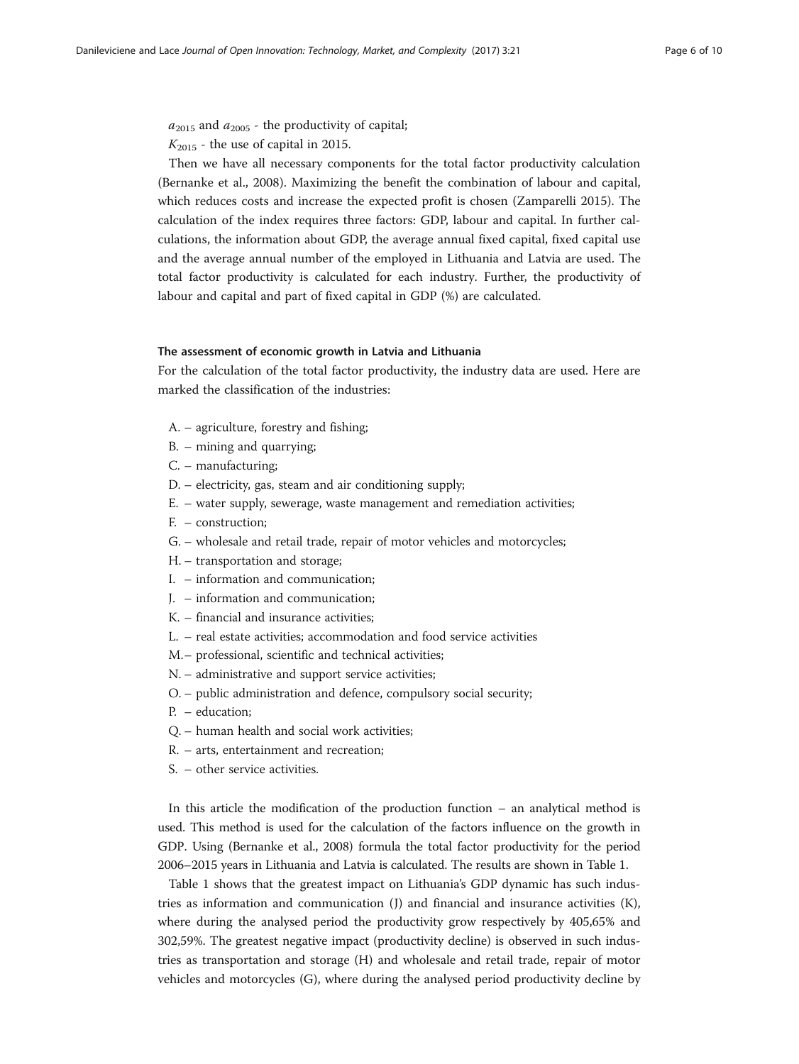$a_{2015}$ and $a_{2005}$ - the productivity of capital;

$K_{2015}$ - the use of capital in 2015.

Then we have all necessary components for the total factor productivity calculation (Bernanke et al., 2008). Maximizing the benefit the combination of labour and capital, which reduces costs and increase the expected profit is chosen (Zamparelli 2015). The calculation of the index requires three factors: GDP, labour and capital. In further calculations, the information about GDP, the average annual fixed capital, fixed capital use and the average annual number of the employed in Lithuania and Latvia are used. The total factor productivity is calculated for each industry. Further, the productivity of labour and capital and part of fixed capital in GDP (%) are calculated.

### The assessment of economic growth in Latvia and Lithuania

For the calculation of the total factor productivity, the industry data are used. Here are marked the classification of the industries:

A. – agriculture, forestry and fishing;
B. – mining and quarrying;
C. – manufacturing;
D. – electricity, gas, steam and air conditioning supply;
E. – water supply, sewerage, waste management and remediation activities;
F. – construction;
G. – wholesale and retail trade, repair of motor vehicles and motorcycles;
H. – transportation and storage;
I. – information and communication;
J. – information and communication;
K. – financial and insurance activities;
L. – real estate activities; accommodation and food service activities
M.– professional, scientific and technical activities;
N. – administrative and support service activities;
O. – public administration and defence, compulsory social security;
P. – education;
Q. – human health and social work activities;
R. – arts, entertainment and recreation;
S. – other service activities.

In this article the modification of the production function – an analytical method is used. This method is used for the calculation of the factors influence on the growth in GDP. Using (Bernanke et al., 2008) formula the total factor productivity for the period 2006–2015 years in Lithuania and Latvia is calculated. The results are shown in Table 1.

Table 1 shows that the greatest impact on Lithuania's GDP dynamic has such industries as information and communication (J) and financial and insurance activities (K), where during the analysed period the productivity grow respectively by 405,65% and 302,59%. The greatest negative impact (productivity decline) is observed in such industries as transportation and storage (H) and wholesale and retail trade, repair of motor vehicles and motorcycles (G), where during the analysed period productivity decline by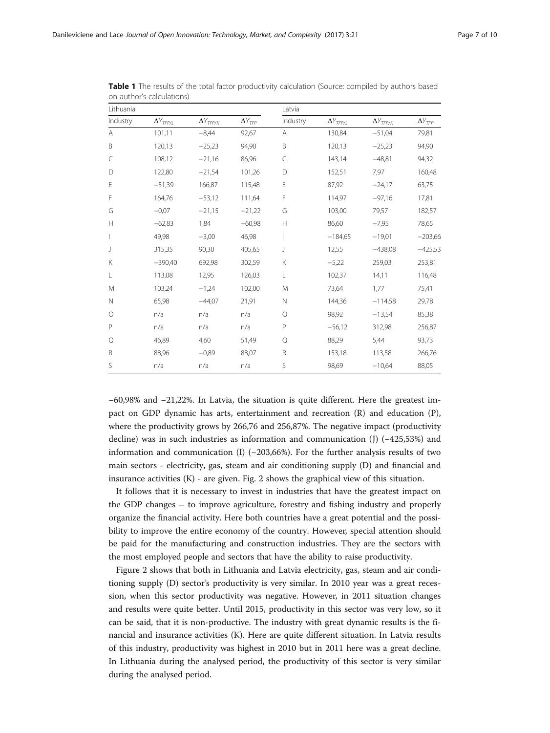**Table 1** The results of the total factor productivity calculation (Source: compiled by authors based on author's calculations)

| Lithuania | | | | Latvia | | | |
|---|---|---|---|---|---|---|---|
| Industry | $\Delta Y_{TFP/L}$ | $\Delta Y_{TFP/K}$ | $\Delta Y_{TFP}$ | Industry | $\Delta Y_{TFP/L}$ | $\Delta Y_{TFP/K}$ | $\Delta Y_{TFP}$ |
| A | 101,11 | −8,44 | 92,67 | A | 130,84 | −51,04 | 79,81 |
| B | 120,13 | −25,23 | 94,90 | B | 120,13 | −25,23 | 94,90 |
| C | 108,12 | −21,16 | 86,96 | C | 143,14 | −48,81 | 94,32 |
| D | 122,80 | −21,54 | 101,26 | D | 152,51 | 7,97 | 160,48 |
| E | −51,39 | 166,87 | 115,48 | E | 87,92 | −24,17 | 63,75 |
| F | 164,76 | −53,12 | 111,64 | F | 114,97 | −97,16 | 17,81 |
| G | −0,07 | −21,15 | −21,22 | G | 103,00 | 79,57 | 182,57 |
| H | −62,83 | 1,84 | −60,98 | H | 86,60 | −7,95 | 78,65 |
| I | 49,98 | −3,00 | 46,98 | I | −184,65 | −19,01 | −203,66 |
| J | 315,35 | 90,30 | 405,65 | J | 12,55 | −438,08 | −425,53 |
| K | −390,40 | 692,98 | 302,59 | K | −5,22 | 259,03 | 253,81 |
| L | 113,08 | 12,95 | 126,03 | L | 102,37 | 14,11 | 116,48 |
| M | 103,24 | −1,24 | 102,00 | M | 73,64 | 1,77 | 75,41 |
| N | 65,98 | −44,07 | 21,91 | N | 144,36 | −114,58 | 29,78 |
| O | n/a | n/a | n/a | O | 98,92 | −13,54 | 85,38 |
| P | n/a | n/a | n/a | P | −56,12 | 312,98 | 256,87 |
| Q | 46,89 | 4,60 | 51,49 | Q | 88,29 | 5,44 | 93,73 |
| R | 88,96 | −0,89 | 88,07 | R | 153,18 | 113,58 | 266,76 |
| S | n/a | n/a | n/a | S | 98,69 | −10,64 | 88,05 |

−60,98% and −21,22%. In Latvia, the situation is quite different. Here the greatest impact on GDP dynamic has arts, entertainment and recreation (R) and education (P), where the productivity grows by 266,76 and 256,87%. The negative impact (productivity decline) was in such industries as information and communication (J) (−425,53%) and information and communication (I) (−203,66%). For the further analysis results of two main sectors - electricity, gas, steam and air conditioning supply (D) and financial and insurance activities (K) - are given. Fig. 2 shows the graphical view of this situation.

It follows that it is necessary to invest in industries that have the greatest impact on the GDP changes – to improve agriculture, forestry and fishing industry and properly organize the financial activity. Here both countries have a great potential and the possibility to improve the entire economy of the country. However, special attention should be paid for the manufacturing and construction industries. They are the sectors with the most employed people and sectors that have the ability to raise productivity.

Figure 2 shows that both in Lithuania and Latvia electricity, gas, steam and air conditioning supply (D) sector's productivity is very similar. In 2010 year was a great recession, when this sector productivity was negative. However, in 2011 situation changes and results were quite better. Until 2015, productivity in this sector was very low, so it can be said, that it is non-productive. The industry with great dynamic results is the financial and insurance activities (K). Here are quite different situation. In Latvia results of this industry, productivity was highest in 2010 but in 2011 here was a great decline. In Lithuania during the analysed period, the productivity of this sector is very similar during the analysed period.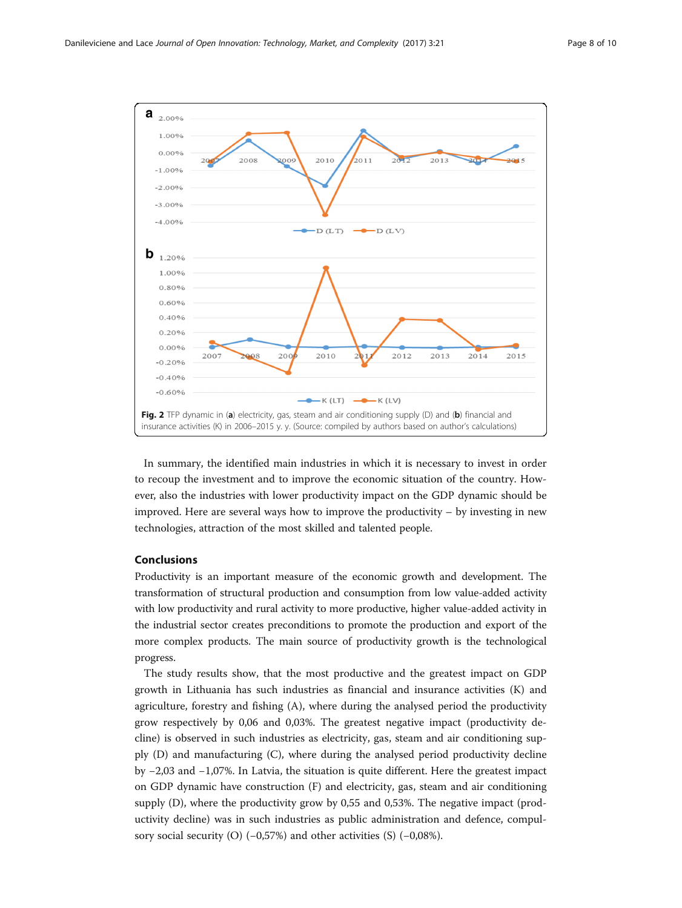**Fig. 2** TFP dynamic in (**a**) electricity, gas, steam and air conditioning supply (D) and (**b**) financial and insurance activities (K) in 2006–2015 y. y. (Source: compiled by authors based on author's calculations)

In summary, the identified main industries in which it is necessary to invest in order to recoup the investment and to improve the economic situation of the country. However, also the industries with lower productivity impact on the GDP dynamic should be improved. Here are several ways how to improve the productivity – by investing in new technologies, attraction of the most skilled and talented people.

## Conclusions

Productivity is an important measure of the economic growth and development. The transformation of structural production and consumption from low value-added activity with low productivity and rural activity to more productive, higher value-added activity in the industrial sector creates preconditions to promote the production and export of the more complex products. The main source of productivity growth is the technological progress.

The study results show, that the most productive and the greatest impact on GDP growth in Lithuania has such industries as financial and insurance activities (K) and agriculture, forestry and fishing (A), where during the analysed period the productivity grow respectively by 0,06 and 0,03%. The greatest negative impact (productivity decline) is observed in such industries as electricity, gas, steam and air conditioning supply (D) and manufacturing (C), where during the analysed period productivity decline by −2,03 and −1,07%. In Latvia, the situation is quite different. Here the greatest impact on GDP dynamic have construction (F) and electricity, gas, steam and air conditioning supply (D), where the productivity grow by 0,55 and 0,53%. The negative impact (productivity decline) was in such industries as public administration and defence, compulsory social security (O) (−0,57%) and other activities (S) (−0,08%).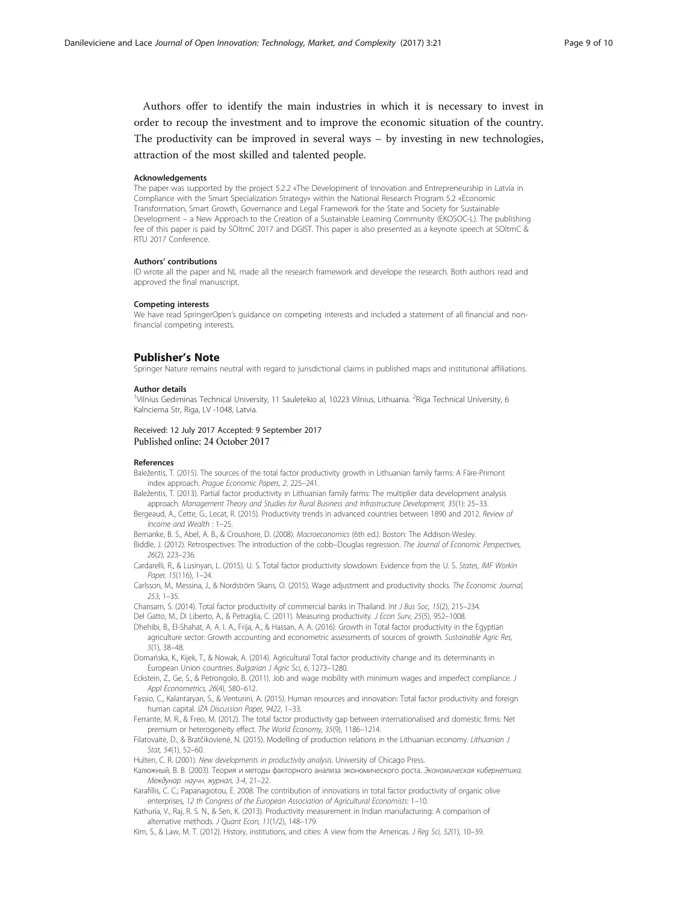Authors offer to identify the main industries in which it is necessary to invest in order to recoup the investment and to improve the economic situation of the country. The productivity can be improved in several ways – by investing in new technologies, attraction of the most skilled and talented people.

#### Acknowledgements

The paper was supported by the project 5.2.2 «The Development of Innovation and Entrepreneurship in Latvia in Compliance with the Smart Specialization Strategy» within the National Research Program 5.2 «Economic Transformation, Smart Growth, Governance and Legal Framework for the State and Society for Sustainable Development – a New Approach to the Creation of a Sustainable Learning Community (EKOSOC-L). The publishing fee of this paper is paid by SOItmC 2017 and DGIST. This paper is also presented as a keynote speech at SOItmC & RTU 2017 Conference.

#### Authors' contributions

ID wrote all the paper and NL made all the research framework and develope the research. Both authors read and approved the final manuscript.

#### Competing interests

We have read SpringerOpen's guidance on competing interests and included a statement of all financial and non-financial competing interests.

### Publisher's Note

Springer Nature remains neutral with regard to jurisdictional claims in published maps and institutional affiliations.

#### Author details

[1]Vilnius Gediminas Technical University, 11 Sauletekio al, 10223 Vilnius, Lithuania. [2]Riga Technical University, 6 Kalnciema Str, Riga, LV -1048, Latvia.

Received: 12 July 2017 Accepted: 9 September 2017
Published online: 24 October 2017

#### References

Baležentis, T. (2015). The sources of the total factor productivity growth in Lithuanian family farms: A Färe-Primont index approach. *Prague Economic Papers, 2*, 225–241.

Baležentis, T. (2013). Partial factor productivity in Lithuanian family farms: The multiplier data development analysis approach. *Management Theory and Studies for Rural Business and Infrastructure Development, 35*(1): 25–33.

Bergeaud, A., Cette, G., Lecat, R. (2015). Productivity trends in advanced countries between 1890 and 2012. *Review of Income and Wealth* : 1–25.

Bernanke, B. S., Abel, A. B., & Croushore, D. (2008). *Macroeconomics* (6th ed.). Boston: The Addison-Wesley.

Biddle, J. (2012). Retrospectives: The introduction of the cobb–Douglas regression. *The Journal of Economic Perspectives, 26*(2), 223–236.

Cardarelli, R., & Lusinyan, L. (2015). U. S. Total factor productivity slowdown: Evidence from the U. S. *States, IMF Workin Paper, 15*(116), 1–24.

Carlsson, M., Messina, J., & Nordström Skans, O. (2015). Wage adjustment and productivity shocks. *The Economic Journal, 253*, 1–35.

Chansarn, S. (2014). Total factor productivity of commercial banks in Thailand. *Int J Bus Soc, 15*(2), 215–234.

Del Gatto, M., Di Liberto, A., & Petraglia, C. (2011). Measuring productivity. *J Econ Surv, 25*(5), 952–1008.

Dhehibi, B., El-Shahat, A. A. I. A., Frija, A., & Hassan, A. A. (2016). Growth in Total factor productivity in the Egyptian agriculture sector: Growth accounting and econometric assessments of sources of growth. *Sustainable Agric Res, 5*(1), 38–48.

Domańska, K., Kijek, T., & Nowak, A. (2014). Agricultural Total factor productivity change and its determinants in European Union countries. *Bulgarian J Agric Sci, 6*, 1273–1280.

Eckstein, Z., Ge, S., & Petrongolo, B. (2011). Job and wage mobility with minimum wages and imperfect compliance. *J Appl Econometrics, 26*(4), 580–612.

Fassio, C., Kalantaryan, S., & Venturini, A. (2015). Human resources and innovation: Total factor productivity and foreign human capital. *IZA Discussion Paper, 9422*, 1–33.

Ferrante, M. R., & Freo, M. (2012). The total factor productivity gap between internationalised and domestic firms: Net premium or heterogeneity effect. *The World Economy, 35*(9), 1186–1214.

Filatovaitė, D., & Bratčikovienė, N. (2015). Modelling of production relations in the Lithuanian economy. *Lithuanian J Stat, 54*(1), 52–60.

Hulten, C. R. (2001). *New developments in productivity analysis*. University of Chicago Press.

Калюжный, В. В. (2003). Теория и методы факторного анализа экономического роста. *Экономическая кибернетика. Междунар. научн. журнал, 3-4*, 21–22.

Karafillis, C. C.; Papanagiotou, E. 2008. The contribution of innovations in total factor productivity of organic olive enterprises, *12 th Congress of the European Association of Agricultural Economists*: 1–10.

Kathuria, V., Raj, R. S. N., & Sen, K. (2013). Productivity measurement in Indian manufacturing: A comparison of alternative methods. *J Quant Econ, 11*(1/2), 148–179.

Kim, S., & Law, M. T. (2012). History, institutions, and cities: A view from the Americas. *J Reg Sci, 52*(1), 10–39.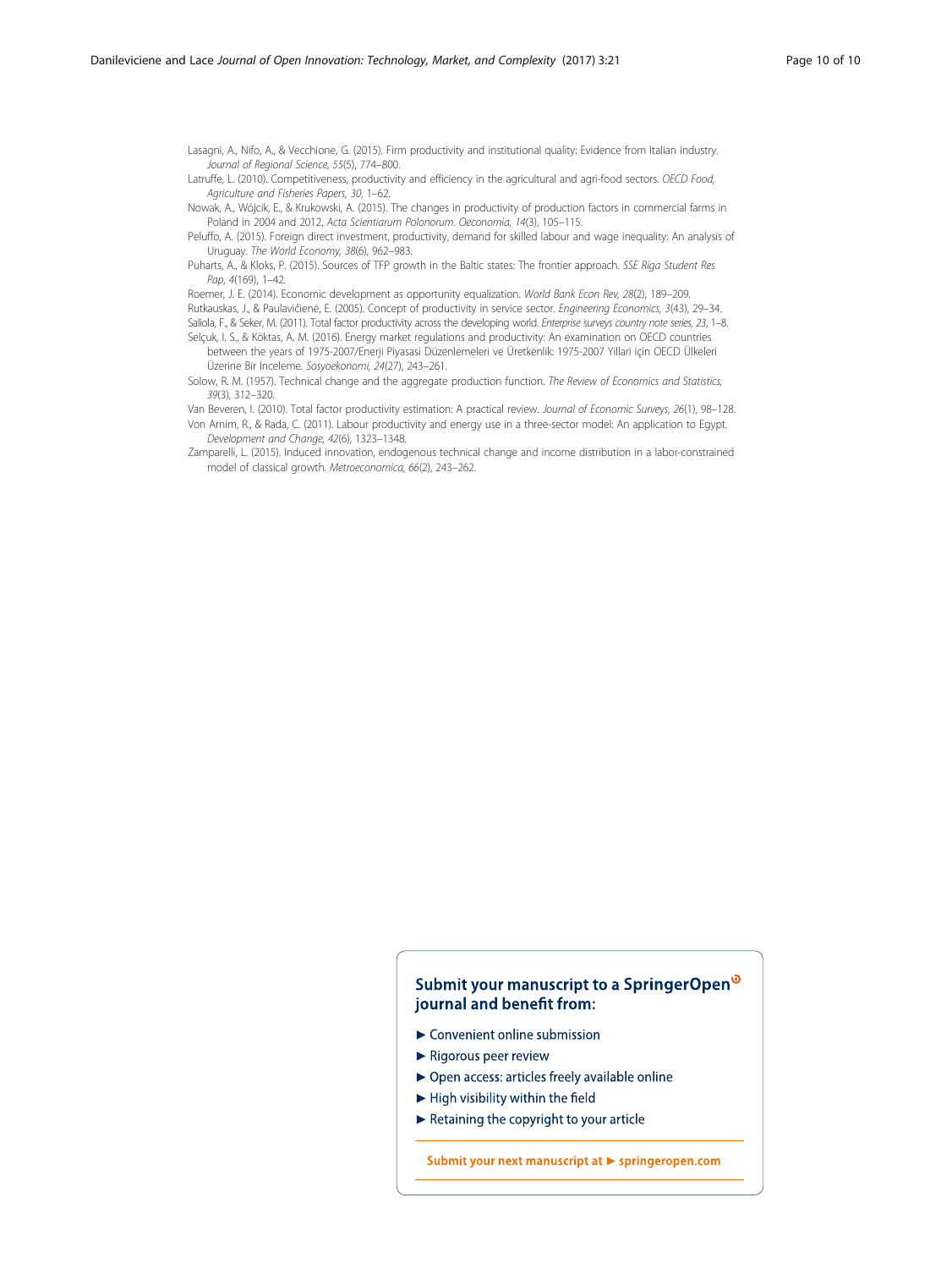Lasagni, A., Nifo, A., & Vecchione, G. (2015). Firm productivity and institutional quality: Evidence from Italian industry. *Journal of Regional Science, 55*(5), 774–800.

Latruffe, L. (2010). Competitiveness, productivity and efficiency in the agricultural and agri-food sectors. *OECD Food, Agriculture and Fisheries Papers, 30*, 1–62.

Nowak, A., Wójcik, E., & Krukowski, A. (2015). The changes in productivity of production factors in commercial farms in Poland in 2004 and 2012, *Acta Scientiarum Polonorum. Oeconomia, 14*(3), 105–115.

Peluffo, A. (2015). Foreign direct investment, productivity, demand for skilled labour and wage inequality: An analysis of Uruguay. *The World Economy, 38*(6), 962–983.

Puharts, A., & Kloks, P. (2015). Sources of TFP growth in the Baltic states: The frontier approach. *SSE Riga Student Res Pap, 4*(169), 1–42.

Roemer, J. E. (2014). Economic development as opportunity equalization. *World Bank Econ Rev, 28*(2), 189–209.

Rutkauskas, J., & Paulavičienė, E. (2005). Concept of productivity in service sector. *Engineering Economics, 3*(43), 29–34.

Saliola, F., & Seker, M. (2011). Total factor productivity across the developing world. *Enterprise surveys country note series, 23*, 1–8.

Selçuk, I. S., & Köktas, A. M. (2016). Energy market regulations and productivity: An examination on OECD countries between the years of 1975-2007/Enerji Piyasasi Düzenlemeleri ve Üretkenlik: 1975-2007 Yillari için OECD Ülkeleri Üzerine Bir Inceleme. *Sosyoekonomi, 24*(27), 243–261.

Solow, R. M. (1957). Technical change and the aggregate production function. *The Review of Economics and Statistics, 39*(3), 312–320.

Van Beveren, I. (2010). Total factor productivity estimation: A practical review. *Journal of Economic Surveys, 26*(1), 98–128.

Von Arnim, R., & Rada, C. (2011). Labour productivity and energy use in a three-sector model: An application to Egypt. *Development and Change, 42*(6), 1323–1348.

Zamparelli, L. (2015). Induced innovation, endogenous technical change and income distribution in a labor-constrained model of classical growth. *Metroeconomica, 66*(2), 243–262.

**Submit your manuscript to a SpringerOpen journal and benefit from:**

- ► Convenient online submission
- ► Rigorous peer review
- ► Open access: articles freely available online
- ► High visibility within the field
- ► Retaining the copyright to your article

**Submit your next manuscript at ► springeropen.com**